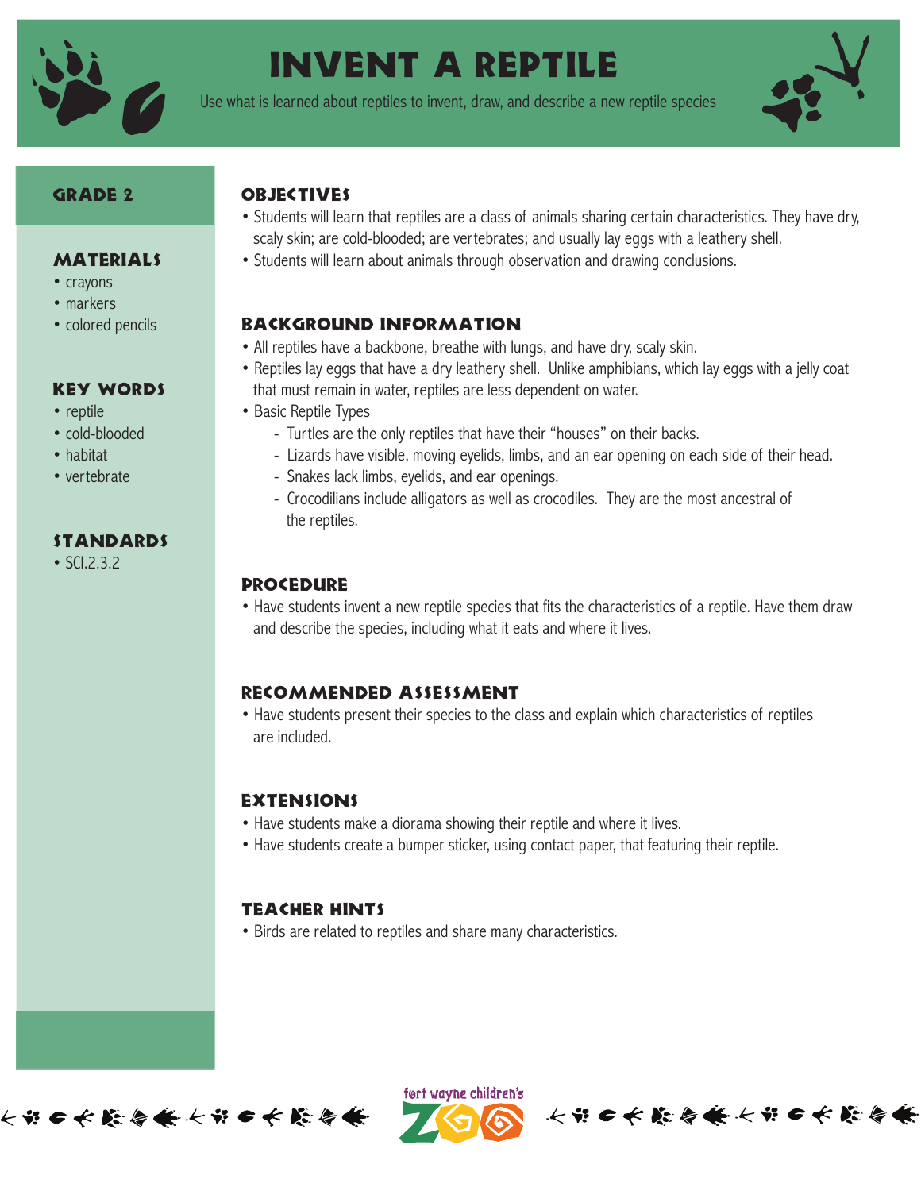# INVENT A REPTILE

Use what is learned about reptiles to invent, draw, and describe a new reptile species

## GRADE 2

## MATERIALS

- crayons
- markers
- colored pencils

## KEY WORDS

- reptile
- cold-blooded
- habitat
- vertebrate

## STANDARDS

- SCI.2.3.2

## OBJECTIVES

- Students will learn that reptiles are a class of animals sharing certain characteristics. They have dry, scaly skin; are cold-blooded; are vertebrates; and usually lay eggs with a leathery shell.
- Students will learn about animals through observation and drawing conclusions.

## BACKGROUND INFORMATION

- All reptiles have a backbone, breathe with lungs, and have dry, scaly skin.
- Reptiles lay eggs that have a dry leathery shell. Unlike amphibians, which lay eggs with a jelly coat that must remain in water, reptiles are less dependent on water.
- Basic Reptile Types
  - Turtles are the only reptiles that have their "houses" on their backs.
  - Lizards have visible, moving eyelids, limbs, and an ear opening on each side of their head.
  - Snakes lack limbs, eyelids, and ear openings.
  - Crocodilians include alligators as well as crocodiles. They are the most ancestral of the reptiles.

## PROCEDURE

- Have students invent a new reptile species that fits the characteristics of a reptile. Have them draw and describe the species, including what it eats and where it lives.

## RECOMMENDED ASSESSMENT

- Have students present their species to the class and explain which characteristics of reptiles are included.

## EXTENSIONS

- Have students make a diorama showing their reptile and where it lives.
- Have students create a bumper sticker, using contact paper, that featuring their reptile.

## TEACHER HINTS

- Birds are related to reptiles and share many characteristics.

fort wayne children's ZOO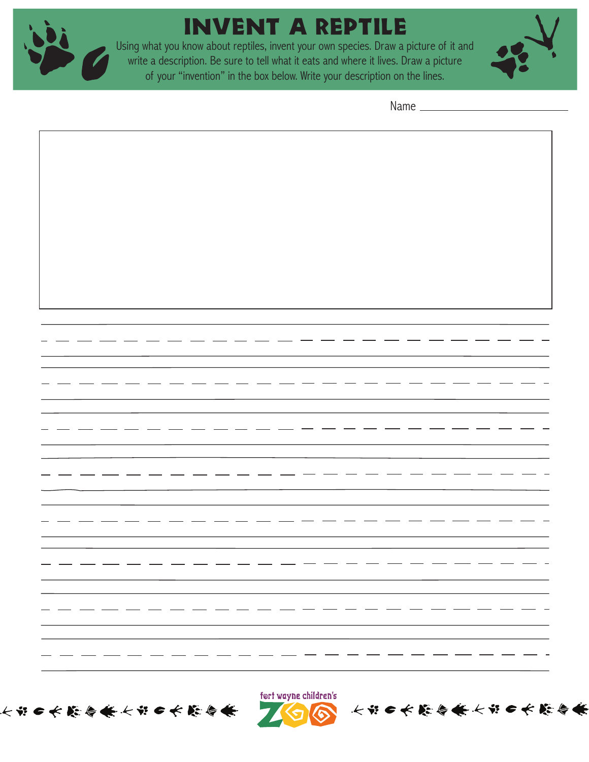# INVENT A REPTILE

Using what you know about reptiles, invent your own species. Draw a picture of it and write a description. Be sure to tell what it eats and where it lives. Draw a picture of your "invention" in the box below. Write your description on the lines.

Name \_\_\_\_\_\_\_\_\_\_\_\_\_\_\_\_\_\_\_\_\_\_\_\_\_\_

fort wayne children's ZOO